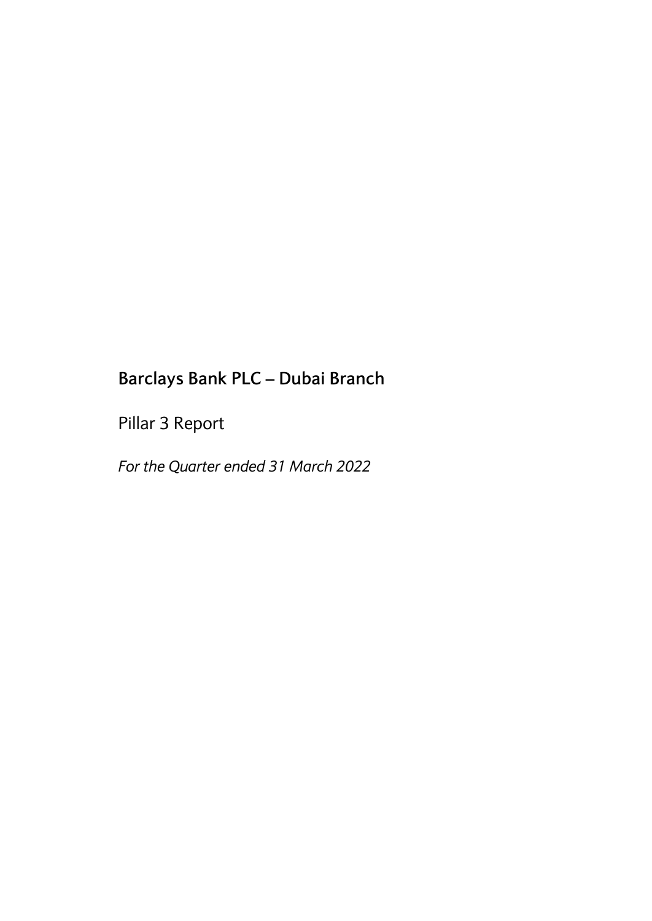# Barclays Bank PLC – Dubai Branch

Pillar 3 Report

*For the Quarter ended 31 March 2022*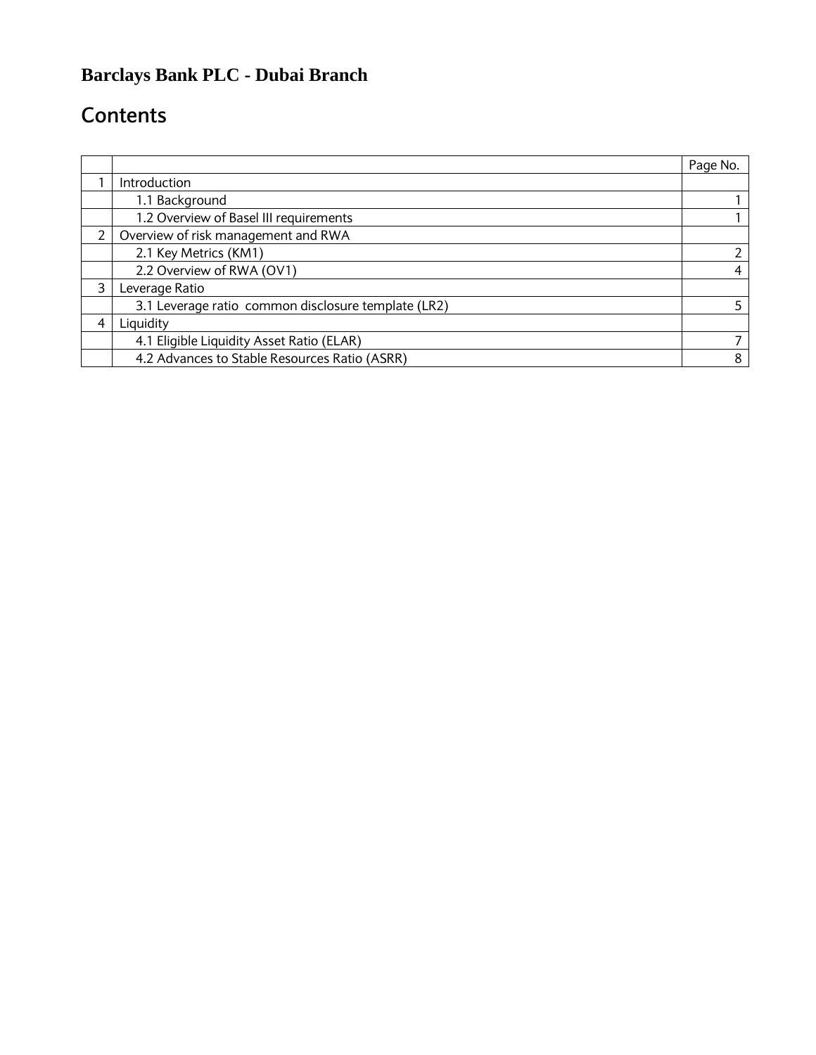# Barclays Bank PLC - Dubai Branch

## Contents

| | | Page No. |
|---|---|---|
| 1 | Introduction | |
| | 1.1 Background | 1 |
| | 1.2 Overview of Basel III requirements | 1 |
| 2 | Overview of risk management and RWA | |
| | 2.1 Key Metrics (KM1) | 2 |
| | 2.2 Overview of RWA (OV1) | 4 |
| 3 | Leverage Ratio | |
| | 3.1 Leverage ratio common disclosure template (LR2) | 5 |
| 4 | Liquidity | |
| | 4.1 Eligible Liquidity Asset Ratio (ELAR) | 7 |
| | 4.2 Advances to Stable Resources Ratio (ASRR) | 8 |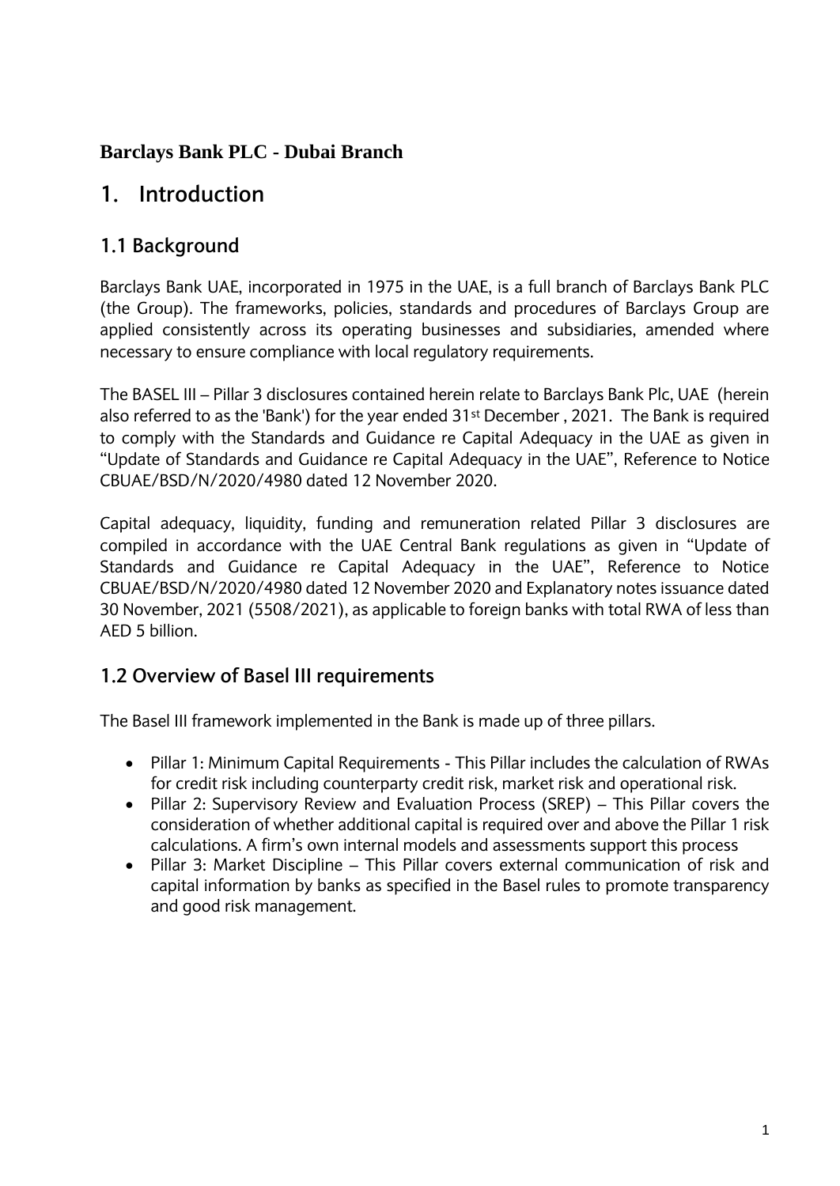**Barclays Bank PLC - Dubai Branch**

# 1. Introduction

## 1.1 Background

Barclays Bank UAE, incorporated in 1975 in the UAE, is a full branch of Barclays Bank PLC (the Group). The frameworks, policies, standards and procedures of Barclays Group are applied consistently across its operating businesses and subsidiaries, amended where necessary to ensure compliance with local regulatory requirements.

The BASEL III – Pillar 3 disclosures contained herein relate to Barclays Bank Plc, UAE (herein also referred to as the 'Bank') for the year ended 31st December , 2021. The Bank is required to comply with the Standards and Guidance re Capital Adequacy in the UAE as given in "Update of Standards and Guidance re Capital Adequacy in the UAE", Reference to Notice CBUAE/BSD/N/2020/4980 dated 12 November 2020.

Capital adequacy, liquidity, funding and remuneration related Pillar 3 disclosures are compiled in accordance with the UAE Central Bank regulations as given in "Update of Standards and Guidance re Capital Adequacy in the UAE", Reference to Notice CBUAE/BSD/N/2020/4980 dated 12 November 2020 and Explanatory notes issuance dated 30 November, 2021 (5508/2021), as applicable to foreign banks with total RWA of less than AED 5 billion.

## 1.2 Overview of Basel III requirements

The Basel III framework implemented in the Bank is made up of three pillars.

- Pillar 1: Minimum Capital Requirements - This Pillar includes the calculation of RWAs for credit risk including counterparty credit risk, market risk and operational risk.
- Pillar 2: Supervisory Review and Evaluation Process (SREP) – This Pillar covers the consideration of whether additional capital is required over and above the Pillar 1 risk calculations. A firm's own internal models and assessments support this process
- Pillar 3: Market Discipline – This Pillar covers external communication of risk and capital information by banks as specified in the Basel rules to promote transparency and good risk management.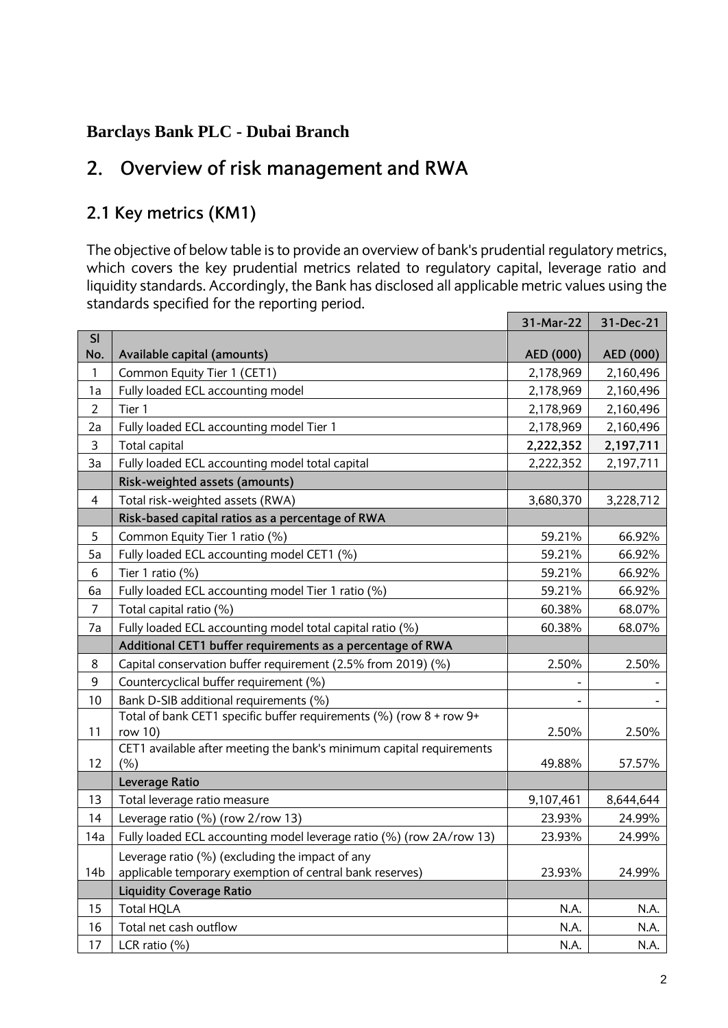**Barclays Bank PLC - Dubai Branch**

## 2. Overview of risk management and RWA

### 2.1 Key metrics (KM1)

The objective of below table is to provide an overview of bank's prudential regulatory metrics, which covers the key prudential metrics related to regulatory capital, leverage ratio and liquidity standards. Accordingly, the Bank has disclosed all applicable metric values using the standards specified for the reporting period.

| | | 31-Mar-22 | 31-Dec-21 |
|---|---|---|---|
| **Sl No.** | **Available capital (amounts)** | **AED (000)** | **AED (000)** |
| 1 | Common Equity Tier 1 (CET1) | 2,178,969 | 2,160,496 |
| 1a | Fully loaded ECL accounting model | 2,178,969 | 2,160,496 |
| 2 | Tier 1 | 2,178,969 | 2,160,496 |
| 2a | Fully loaded ECL accounting model Tier 1 | 2,178,969 | 2,160,496 |
| 3 | Total capital | **2,222,352** | **2,197,711** |
| 3a | Fully loaded ECL accounting model total capital | 2,222,352 | 2,197,711 |
| | **Risk-weighted assets (amounts)** | | |
| 4 | Total risk-weighted assets (RWA) | 3,680,370 | 3,228,712 |
| | **Risk-based capital ratios as a percentage of RWA** | | |
| 5 | Common Equity Tier 1 ratio (%) | 59.21% | 66.92% |
| 5a | Fully loaded ECL accounting model CET1 (%) | 59.21% | 66.92% |
| 6 | Tier 1 ratio (%) | 59.21% | 66.92% |
| 6a | Fully loaded ECL accounting model Tier 1 ratio (%) | 59.21% | 66.92% |
| 7 | Total capital ratio (%) | 60.38% | 68.07% |
| 7a | Fully loaded ECL accounting model total capital ratio (%) | 60.38% | 68.07% |
| | **Additional CET1 buffer requirements as a percentage of RWA** | | |
| 8 | Capital conservation buffer requirement (2.5% from 2019) (%) | 2.50% | 2.50% |
| 9 | Countercyclical buffer requirement (%) | - | - |
| 10 | Bank D-SIB additional requirements (%) | - | - |
| 11 | Total of bank CET1 specific buffer requirements (%) (row 8 + row 9+ row 10) | 2.50% | 2.50% |
| 12 | CET1 available after meeting the bank's minimum capital requirements (%) | 49.88% | 57.57% |
| | **Leverage Ratio** | | |
| 13 | Total leverage ratio measure | 9,107,461 | 8,644,644 |
| 14 | Leverage ratio (%) (row 2/row 13) | 23.93% | 24.99% |
| 14a | Fully loaded ECL accounting model leverage ratio (%) (row 2A/row 13) | 23.93% | 24.99% |
| 14b | Leverage ratio (%) (excluding the impact of any applicable temporary exemption of central bank reserves) | 23.93% | 24.99% |
| | **Liquidity Coverage Ratio** | | |
| 15 | Total HQLA | N.A. | N.A. |
| 16 | Total net cash outflow | N.A. | N.A. |
| 17 | LCR ratio (%) | N.A. | N.A. |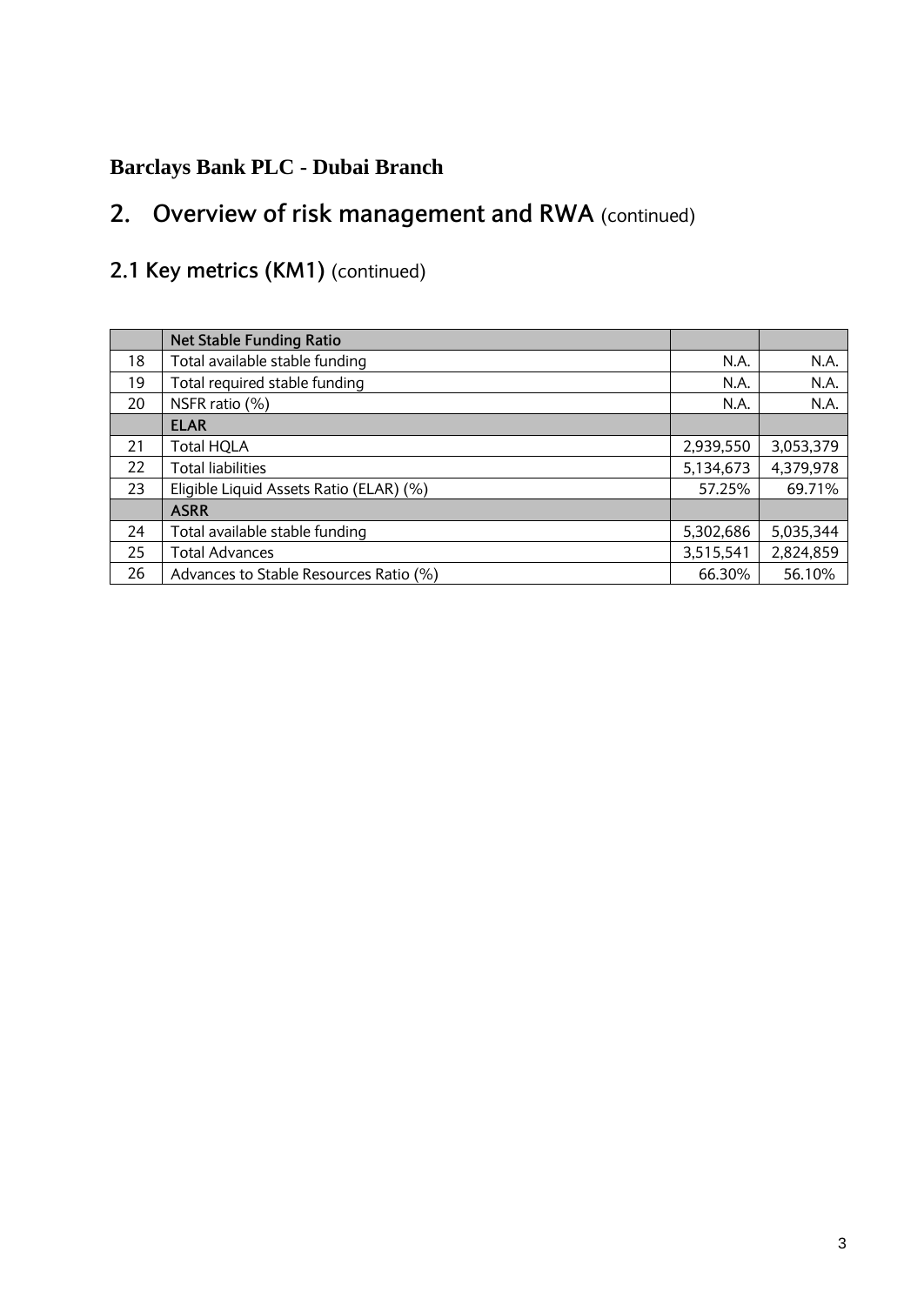**Barclays Bank PLC - Dubai Branch**

## 2. Overview of risk management and RWA (continued)

### 2.1 Key metrics (KM1) (continued)

| | | | |
|---|---|---|---|
| | **Net Stable Funding Ratio** | | |
| 18 | Total available stable funding | N.A. | N.A. |
| 19 | Total required stable funding | N.A. | N.A. |
| 20 | NSFR ratio (%) | N.A. | N.A. |
| | **ELAR** | | |
| 21 | Total HQLA | 2,939,550 | 3,053,379 |
| 22 | Total liabilities | 5,134,673 | 4,379,978 |
| 23 | Eligible Liquid Assets Ratio (ELAR) (%) | 57.25% | 69.71% |
| | **ASRR** | | |
| 24 | Total available stable funding | 5,302,686 | 5,035,344 |
| 25 | Total Advances | 3,515,541 | 2,824,859 |
| 26 | Advances to Stable Resources Ratio (%) | 66.30% | 56.10% |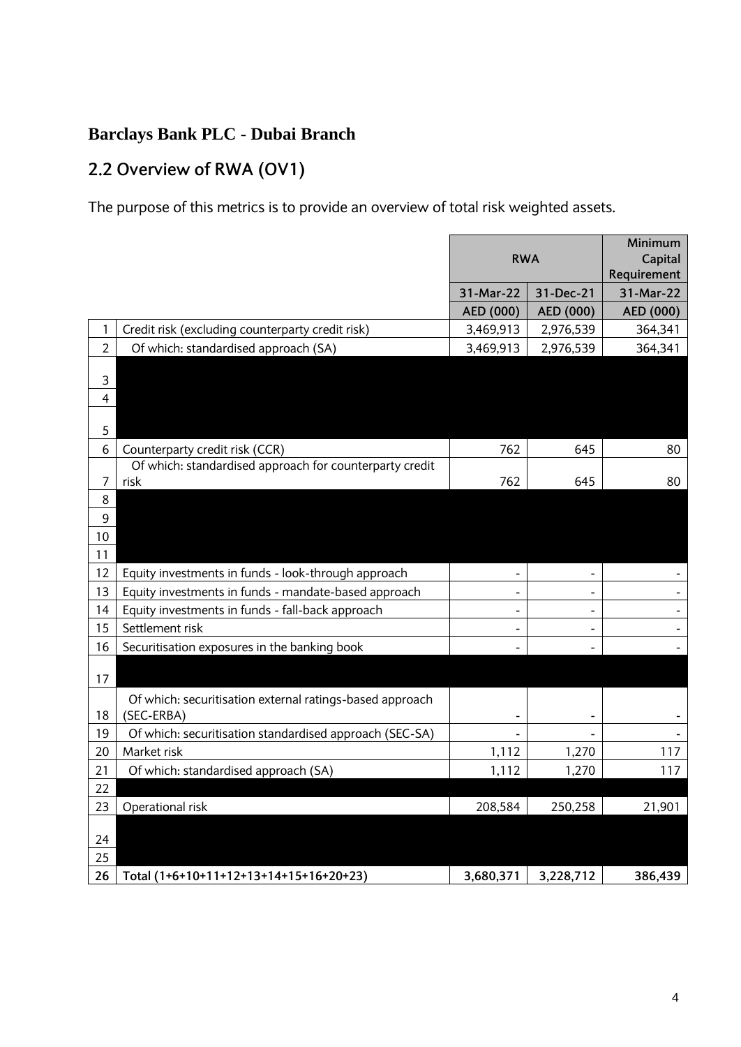# Barclays Bank PLC - Dubai Branch

## 2.2 Overview of RWA (OV1)

The purpose of this metrics is to provide an overview of total risk weighted assets.

| | | RWA | | Minimum Capital Requirement |
|---|---|---|---|---|
| | | 31-Mar-22 | 31-Dec-21 | 31-Mar-22 |
| | | AED (000) | AED (000) | AED (000) |
| 1 | Credit risk (excluding counterparty credit risk) | 3,469,913 | 2,976,539 | 364,341 |
| 2 | Of which: standardised approach (SA) | 3,469,913 | 2,976,539 | 364,341 |
| 3 | | | | |
| 4 | | | | |
| 5 | | | | |
| 6 | Counterparty credit risk (CCR) | 762 | 645 | 80 |
| 7 | Of which: standardised approach for counterparty credit risk | 762 | 645 | 80 |
| 8 | | | | |
| 9 | | | | |
| 10 | | | | |
| 11 | | | | |
| 12 | Equity investments in funds - look-through approach | - | - | - |
| 13 | Equity investments in funds - mandate-based approach | - | - | - |
| 14 | Equity investments in funds - fall-back approach | - | - | - |
| 15 | Settlement risk | - | - | - |
| 16 | Securitisation exposures in the banking book | - | - | - |
| 17 | | | | |
| 18 | Of which: securitisation external ratings-based approach (SEC-ERBA) | - | - | - |
| 19 | Of which: securitisation standardised approach (SEC-SA) | - | - | - |
| 20 | Market risk | 1,112 | 1,270 | 117 |
| 21 | Of which: standardised approach (SA) | 1,112 | 1,270 | 117 |
| 22 | | | | |
| 23 | Operational risk | 208,584 | 250,258 | 21,901 |
| 24 | | | | |
| 25 | | | | |
| **26** | **Total (1+6+10+11+12+13+14+15+16+20+23)** | **3,680,371** | **3,228,712** | **386,439** |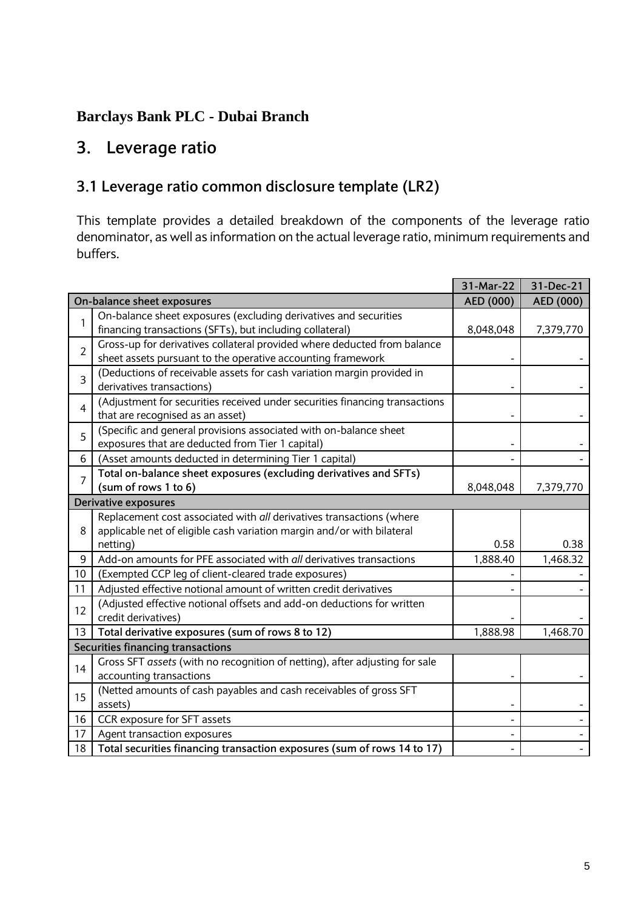**Barclays Bank PLC - Dubai Branch**

# 3. Leverage ratio

## 3.1 Leverage ratio common disclosure template (LR2)

This template provides a detailed breakdown of the components of the leverage ratio denominator, as well as information on the actual leverage ratio, minimum requirements and buffers.

| | | 31-Mar-22 | 31-Dec-21 |
|---|---|---|---|
| **On-balance sheet exposures** | | AED (000) | AED (000) |
| 1 | On-balance sheet exposures (excluding derivatives and securities financing transactions (SFTs), but including collateral) | 8,048,048 | 7,379,770 |
| 2 | Gross-up for derivatives collateral provided where deducted from balance sheet assets pursuant to the operative accounting framework | - | - |
| 3 | (Deductions of receivable assets for cash variation margin provided in derivatives transactions) | - | - |
| 4 | (Adjustment for securities received under securities financing transactions that are recognised as an asset) | - | - |
| 5 | (Specific and general provisions associated with on-balance sheet exposures that are deducted from Tier 1 capital) | - | - |
| 6 | (Asset amounts deducted in determining Tier 1 capital) | - | - |
| 7 | **Total on-balance sheet exposures (excluding derivatives and SFTs) (sum of rows 1 to 6)** | 8,048,048 | 7,379,770 |
| **Derivative exposures** | | | |
| 8 | Replacement cost associated with *all* derivatives transactions (where applicable net of eligible cash variation margin and/or with bilateral netting) | 0.58 | 0.38 |
| 9 | Add-on amounts for PFE associated with *all* derivatives transactions | 1,888.40 | 1,468.32 |
| 10 | (Exempted CCP leg of client-cleared trade exposures) | - | - |
| 11 | Adjusted effective notional amount of written credit derivatives | - | - |
| 12 | (Adjusted effective notional offsets and add-on deductions for written credit derivatives) | - | - |
| 13 | **Total derivative exposures (sum of rows 8 to 12)** | 1,888.98 | 1,468.70 |
| **Securities financing transactions** | | | |
| 14 | Gross SFT *assets* (with no recognition of netting), after adjusting for sale accounting transactions | - | - |
| 15 | (Netted amounts of cash payables and cash receivables of gross SFT assets) | - | - |
| 16 | CCR exposure for SFT assets | - | - |
| 17 | Agent transaction exposures | - | - |
| 18 | **Total securities financing transaction exposures (sum of rows 14 to 17)** | - | - |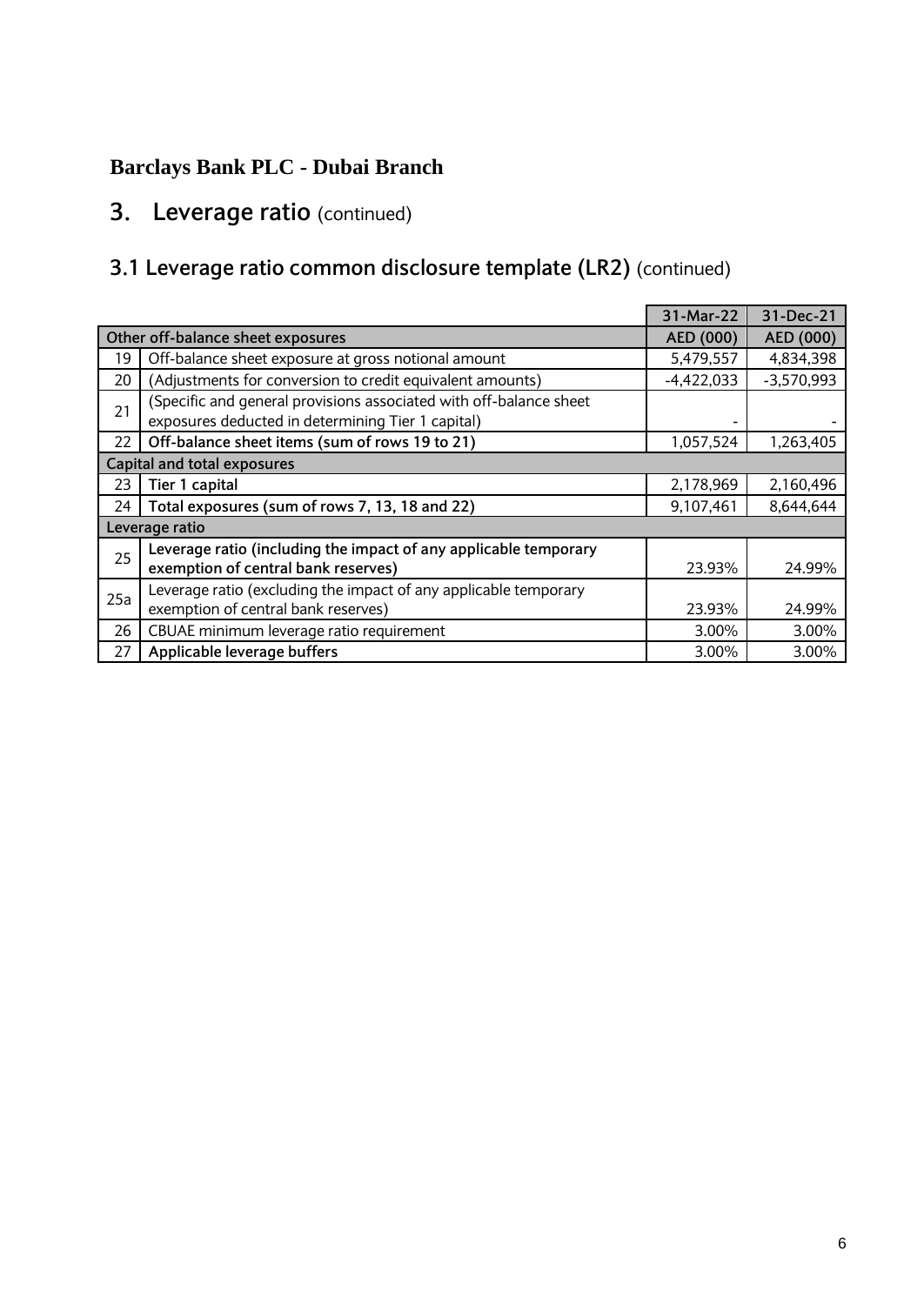**Barclays Bank PLC - Dubai Branch**

# 3. Leverage ratio (continued)

## 3.1 Leverage ratio common disclosure template (LR2) (continued)

| | | 31-Mar-22 | 31-Dec-21 |
|---|---|---|---|
| **Other off-balance sheet exposures** | | **AED (000)** | **AED (000)** |
| 19 | Off-balance sheet exposure at gross notional amount | 5,479,557 | 4,834,398 |
| 20 | (Adjustments for conversion to credit equivalent amounts) | -4,422,033 | -3,570,993 |
| 21 | (Specific and general provisions associated with off-balance sheet exposures deducted in determining Tier 1 capital) | - | - |
| 22 | **Off-balance sheet items (sum of rows 19 to 21)** | 1,057,524 | 1,263,405 |
| **Capital and total exposures** | | | |
| 23 | **Tier 1 capital** | 2,178,969 | 2,160,496 |
| 24 | **Total exposures (sum of rows 7, 13, 18 and 22)** | 9,107,461 | 8,644,644 |
| **Leverage ratio** | | | |
| 25 | **Leverage ratio (including the impact of any applicable temporary exemption of central bank reserves)** | 23.93% | 24.99% |
| 25a | Leverage ratio (excluding the impact of any applicable temporary exemption of central bank reserves) | 23.93% | 24.99% |
| 26 | CBUAE minimum leverage ratio requirement | 3.00% | 3.00% |
| 27 | **Applicable leverage buffers** | 3.00% | 3.00% |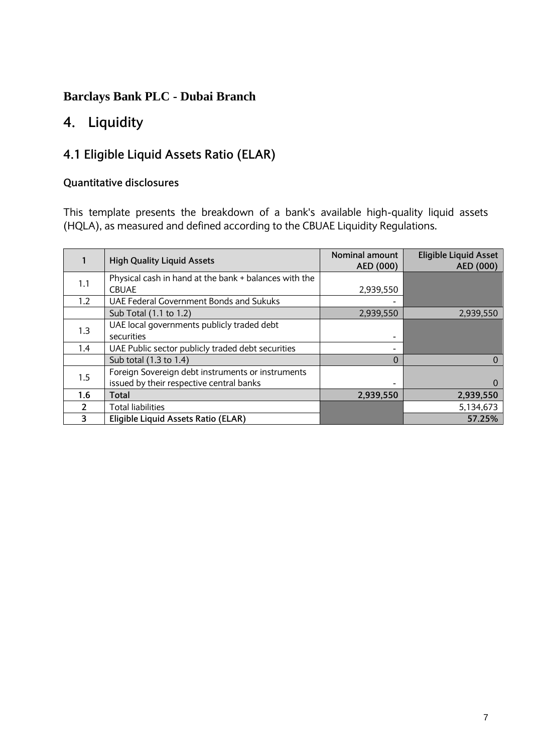**Barclays Bank PLC - Dubai Branch**

# 4. Liquidity

## 4.1 Eligible Liquid Assets Ratio (ELAR)

### Quantitative disclosures

This template presents the breakdown of a bank's available high-quality liquid assets (HQLA), as measured and defined according to the CBUAE Liquidity Regulations.

| 1 | High Quality Liquid Assets | Nominal amount AED (000) | Eligible Liquid Asset AED (000) |
|---|---|---|---|
| 1.1 | Physical cash in hand at the bank + balances with the CBUAE | 2,939,550 | |
| 1.2 | UAE Federal Government Bonds and Sukuks | - | |
| | Sub Total (1.1 to 1.2) | 2,939,550 | 2,939,550 |
| 1.3 | UAE local governments publicly traded debt securities | - | |
| 1.4 | UAE Public sector publicly traded debt securities | - | |
| | Sub total (1.3 to 1.4) | 0 | 0 |
| 1.5 | Foreign Sovereign debt instruments or instruments issued by their respective central banks | - | 0 |
| **1.6** | **Total** | **2,939,550** | **2,939,550** |
| 2 | Total liabilities | | 5,134,673 |
| **3** | **Eligible Liquid Assets Ratio (ELAR)** | | **57.25%** |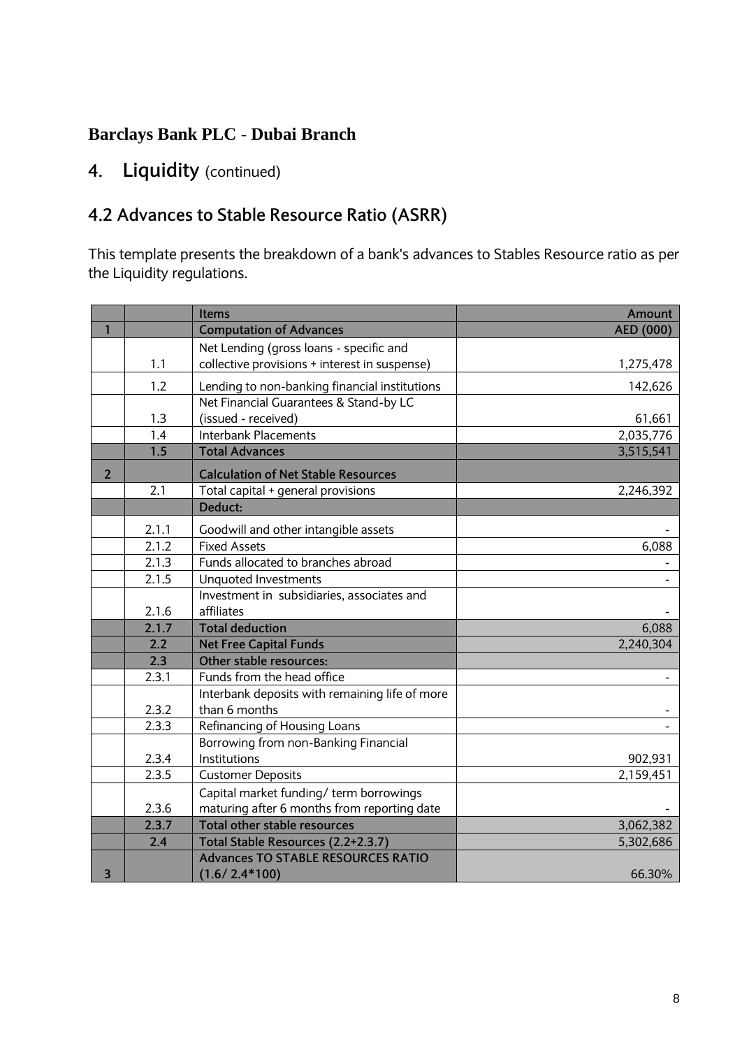**Barclays Bank PLC - Dubai Branch**

# 4. Liquidity (continued)

## 4.2 Advances to Stable Resource Ratio (ASRR)

This template presents the breakdown of a bank's advances to Stables Resource ratio as per the Liquidity regulations.

| | | Items | Amount |
|---|---|---|---|
| 1 | | **Computation of Advances** | **AED (000)** |
| | 1.1 | Net Lending (gross loans - specific and collective provisions + interest in suspense) | 1,275,478 |
| | 1.2 | Lending to non-banking financial institutions | 142,626 |
| | 1.3 | Net Financial Guarantees & Stand-by LC (issued - received) | 61,661 |
| | 1.4 | Interbank Placements | 2,035,776 |
| | **1.5** | **Total Advances** | 3,515,541 |
| 2 | | **Calculation of Net Stable Resources** | |
| | 2.1 | Total capital + general provisions | 2,246,392 |
| | | **Deduct:** | |
| | 2.1.1 | Goodwill and other intangible assets | - |
| | 2.1.2 | Fixed Assets | 6,088 |
| | 2.1.3 | Funds allocated to branches abroad | - |
| | 2.1.5 | Unquoted Investments | - |
| | 2.1.6 | Investment in subsidiaries, associates and affiliates | - |
| | **2.1.7** | **Total deduction** | 6,088 |
| | **2.2** | **Net Free Capital Funds** | 2,240,304 |
| | **2.3** | **Other stable resources:** | |
| | 2.3.1 | Funds from the head office | - |
| | 2.3.2 | Interbank deposits with remaining life of more than 6 months | - |
| | 2.3.3 | Refinancing of Housing Loans | - |
| | 2.3.4 | Borrowing from non-Banking Financial Institutions | 902,931 |
| | 2.3.5 | Customer Deposits | 2,159,451 |
| | 2.3.6 | Capital market funding/ term borrowings maturing after 6 months from reporting date | - |
| | **2.3.7** | **Total other stable resources** | 3,062,382 |
| | **2.4** | **Total Stable Resources (2.2+2.3.7)** | 5,302,686 |
| 3 | | **Advances TO STABLE RESOURCES RATIO (1.6/ 2.4*100)** | 66.30% |